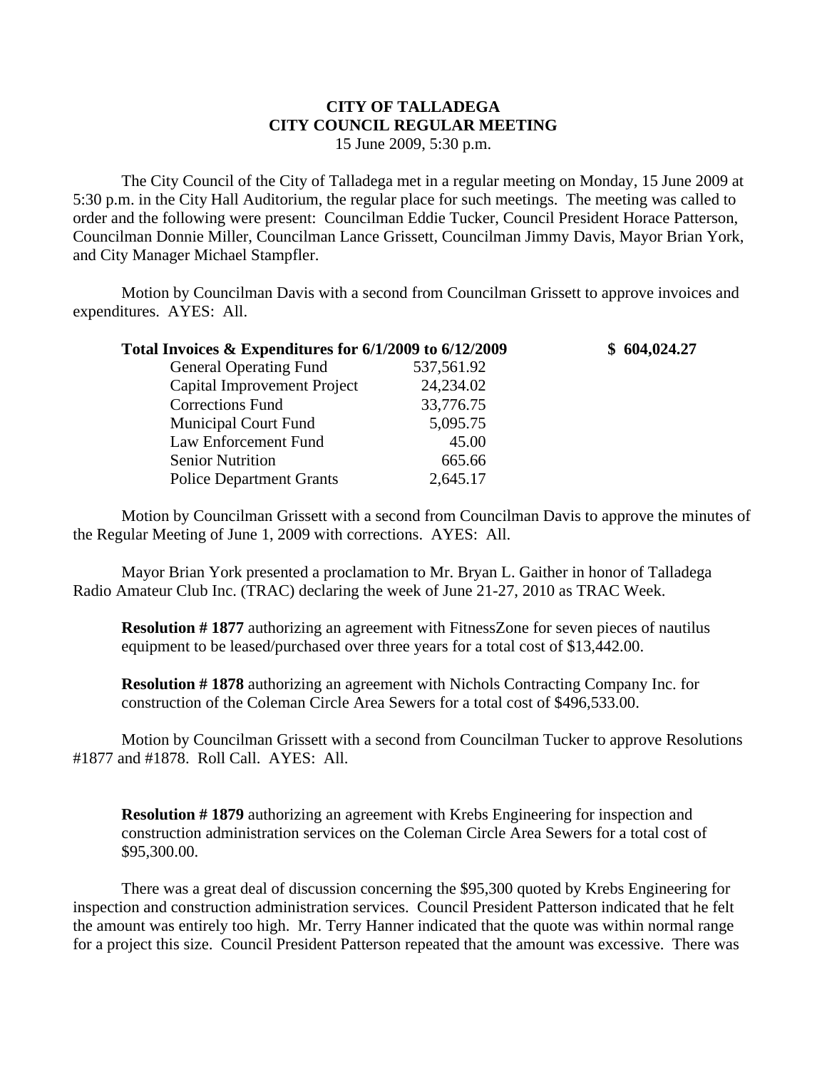**CITY OF TALLADEGA**
**CITY COUNCIL REGULAR MEETING**
15 June 2009, 5:30 p.m.

The City Council of the City of Talladega met in a regular meeting on Monday, 15 June 2009 at 5:30 p.m. in the City Hall Auditorium, the regular place for such meetings. The meeting was called to order and the following were present: Councilman Eddie Tucker, Council President Horace Patterson, Councilman Donnie Miller, Councilman Lance Grissett, Councilman Jimmy Davis, Mayor Brian York, and City Manager Michael Stampfler.

Motion by Councilman Davis with a second from Councilman Grissett to approve invoices and expenditures. AYES: All.

| **Total Invoices & Expenditures for 6/1/2009 to 6/12/2009** | | **$ 604,024.27** |
|---|---|---|
| General Operating Fund | 537,561.92 | |
| Capital Improvement Project | 24,234.02 | |
| Corrections Fund | 33,776.75 | |
| Municipal Court Fund | 5,095.75 | |
| Law Enforcement Fund | 45.00 | |
| Senior Nutrition | 665.66 | |
| Police Department Grants | 2,645.17 | |

Motion by Councilman Grissett with a second from Councilman Davis to approve the minutes of the Regular Meeting of June 1, 2009 with corrections. AYES: All.

Mayor Brian York presented a proclamation to Mr. Bryan L. Gaither in honor of Talladega Radio Amateur Club Inc. (TRAC) declaring the week of June 21-27, 2010 as TRAC Week.

**Resolution # 1877** authorizing an agreement with FitnessZone for seven pieces of nautilus equipment to be leased/purchased over three years for a total cost of $13,442.00.

**Resolution # 1878** authorizing an agreement with Nichols Contracting Company Inc. for construction of the Coleman Circle Area Sewers for a total cost of $496,533.00.

Motion by Councilman Grissett with a second from Councilman Tucker to approve Resolutions #1877 and #1878. Roll Call. AYES: All.

**Resolution # 1879** authorizing an agreement with Krebs Engineering for inspection and construction administration services on the Coleman Circle Area Sewers for a total cost of $95,300.00.

There was a great deal of discussion concerning the $95,300 quoted by Krebs Engineering for inspection and construction administration services. Council President Patterson indicated that he felt the amount was entirely too high. Mr. Terry Hanner indicated that the quote was within normal range for a project this size. Council President Patterson repeated that the amount was excessive. There was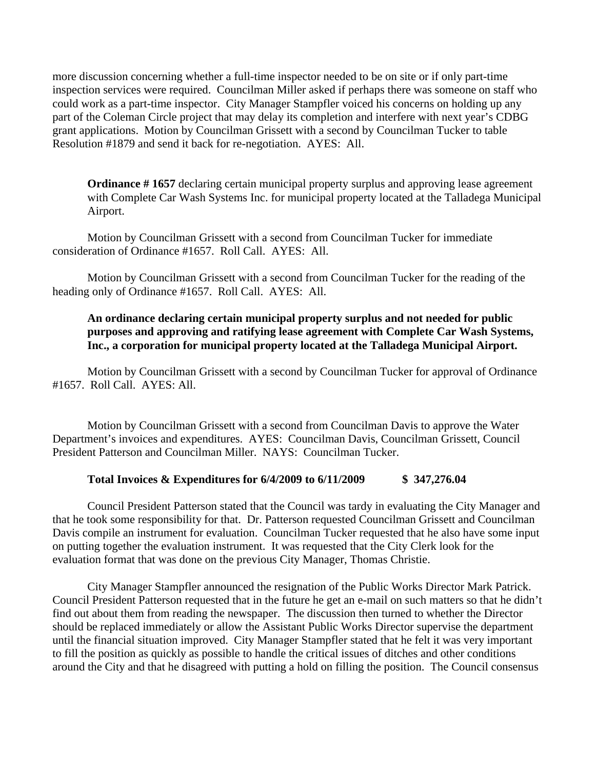more discussion concerning whether a full-time inspector needed to be on site or if only part-time inspection services were required. Councilman Miller asked if perhaps there was someone on staff who could work as a part-time inspector. City Manager Stampfler voiced his concerns on holding up any part of the Coleman Circle project that may delay its completion and interfere with next year's CDBG grant applications. Motion by Councilman Grissett with a second by Councilman Tucker to table Resolution #1879 and send it back for re-negotiation. AYES: All.

**Ordinance # 1657** declaring certain municipal property surplus and approving lease agreement with Complete Car Wash Systems Inc. for municipal property located at the Talladega Municipal Airport.

Motion by Councilman Grissett with a second from Councilman Tucker for immediate consideration of Ordinance #1657. Roll Call. AYES: All.

Motion by Councilman Grissett with a second from Councilman Tucker for the reading of the heading only of Ordinance #1657. Roll Call. AYES: All.

**An ordinance declaring certain municipal property surplus and not needed for public purposes and approving and ratifying lease agreement with Complete Car Wash Systems, Inc., a corporation for municipal property located at the Talladega Municipal Airport.**

Motion by Councilman Grissett with a second by Councilman Tucker for approval of Ordinance #1657. Roll Call. AYES: All.

Motion by Councilman Grissett with a second from Councilman Davis to approve the Water Department's invoices and expenditures. AYES: Councilman Davis, Councilman Grissett, Council President Patterson and Councilman Miller. NAYS: Councilman Tucker.

**Total Invoices & Expenditures for 6/4/2009 to 6/11/2009 $ 347,276.04**

Council President Patterson stated that the Council was tardy in evaluating the City Manager and that he took some responsibility for that. Dr. Patterson requested Councilman Grissett and Councilman Davis compile an instrument for evaluation. Councilman Tucker requested that he also have some input on putting together the evaluation instrument. It was requested that the City Clerk look for the evaluation format that was done on the previous City Manager, Thomas Christie.

City Manager Stampfler announced the resignation of the Public Works Director Mark Patrick. Council President Patterson requested that in the future he get an e-mail on such matters so that he didn't find out about them from reading the newspaper. The discussion then turned to whether the Director should be replaced immediately or allow the Assistant Public Works Director supervise the department until the financial situation improved. City Manager Stampfler stated that he felt it was very important to fill the position as quickly as possible to handle the critical issues of ditches and other conditions around the City and that he disagreed with putting a hold on filling the position. The Council consensus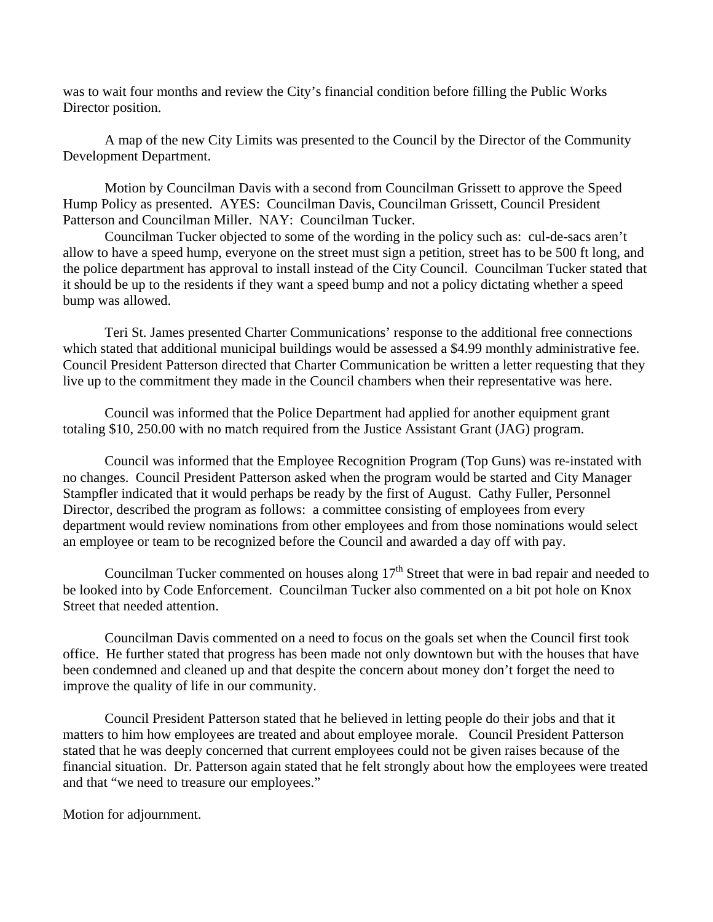was to wait four months and review the City's financial condition before filling the Public Works Director position.

A map of the new City Limits was presented to the Council by the Director of the Community Development Department.

Motion by Councilman Davis with a second from Councilman Grissett to approve the Speed Hump Policy as presented. AYES: Councilman Davis, Councilman Grissett, Council President Patterson and Councilman Miller. NAY: Councilman Tucker.

Councilman Tucker objected to some of the wording in the policy such as: cul-de-sacs aren't allow to have a speed hump, everyone on the street must sign a petition, street has to be 500 ft long, and the police department has approval to install instead of the City Council. Councilman Tucker stated that it should be up to the residents if they want a speed bump and not a policy dictating whether a speed bump was allowed.

Teri St. James presented Charter Communications' response to the additional free connections which stated that additional municipal buildings would be assessed a $4.99 monthly administrative fee. Council President Patterson directed that Charter Communication be written a letter requesting that they live up to the commitment they made in the Council chambers when their representative was here.

Council was informed that the Police Department had applied for another equipment grant totaling $10, 250.00 with no match required from the Justice Assistant Grant (JAG) program.

Council was informed that the Employee Recognition Program (Top Guns) was re-instated with no changes. Council President Patterson asked when the program would be started and City Manager Stampfler indicated that it would perhaps be ready by the first of August. Cathy Fuller, Personnel Director, described the program as follows: a committee consisting of employees from every department would review nominations from other employees and from those nominations would select an employee or team to be recognized before the Council and awarded a day off with pay.

Councilman Tucker commented on houses along 17th Street that were in bad repair and needed to be looked into by Code Enforcement. Councilman Tucker also commented on a bit pot hole on Knox Street that needed attention.

Councilman Davis commented on a need to focus on the goals set when the Council first took office. He further stated that progress has been made not only downtown but with the houses that have been condemned and cleaned up and that despite the concern about money don't forget the need to improve the quality of life in our community.

Council President Patterson stated that he believed in letting people do their jobs and that it matters to him how employees are treated and about employee morale. Council President Patterson stated that he was deeply concerned that current employees could not be given raises because of the financial situation. Dr. Patterson again stated that he felt strongly about how the employees were treated and that "we need to treasure our employees."

Motion for adjournment.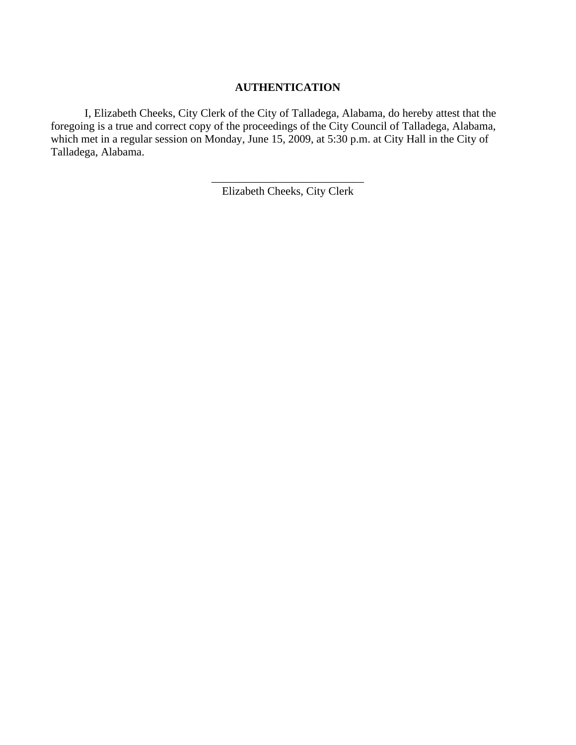## AUTHENTICATION

I, Elizabeth Cheeks, City Clerk of the City of Talladega, Alabama, do hereby attest that the foregoing is a true and correct copy of the proceedings of the City Council of Talladega, Alabama, which met in a regular session on Monday, June 15, 2009, at 5:30 p.m. at City Hall in the City of Talladega, Alabama.

\_\_\_\_\_\_\_\_\_\_\_\_\_\_\_\_\_\_\_\_\_\_\_\_\_\_\_\_

Elizabeth Cheeks, City Clerk